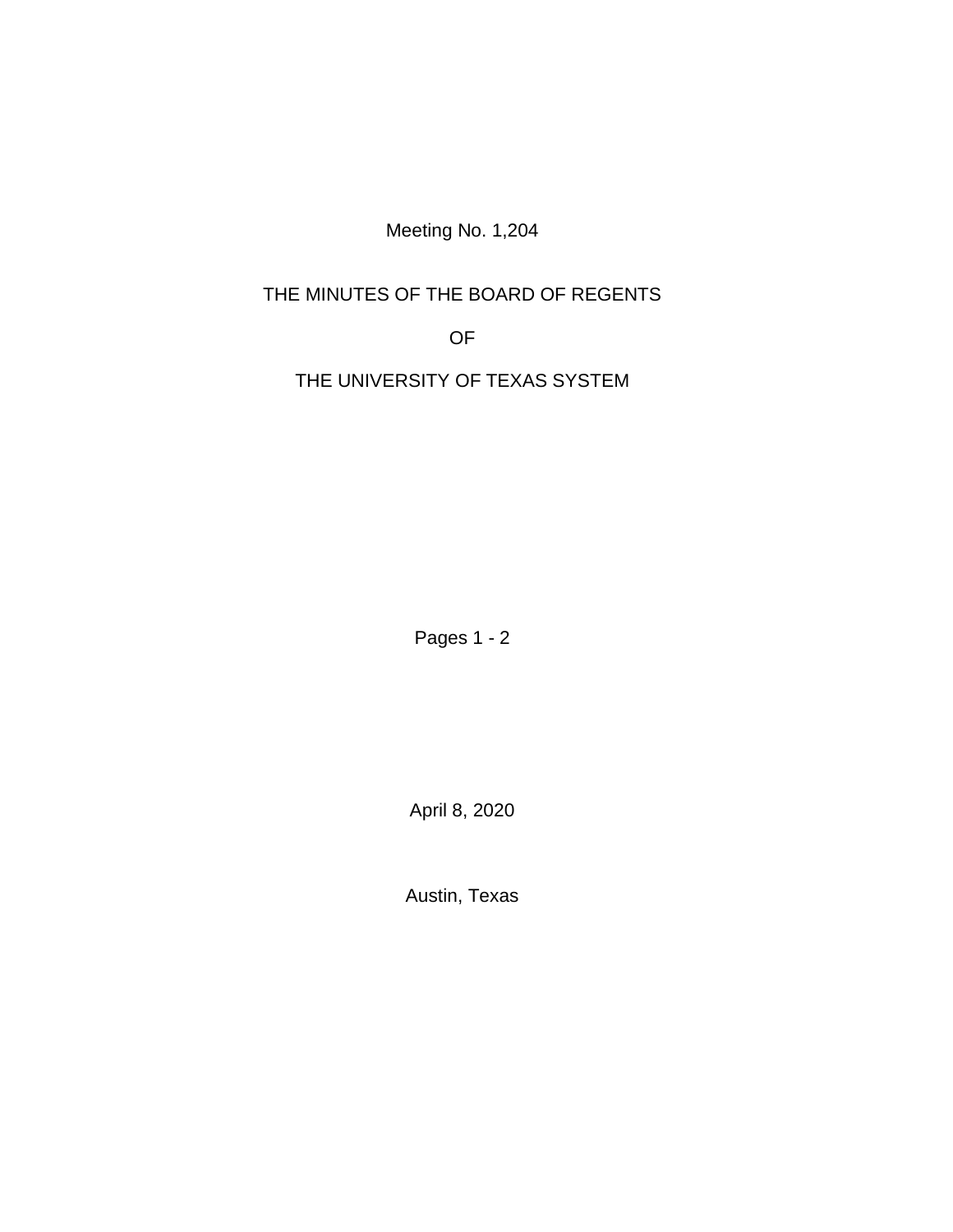Meeting No. 1,204

# THE MINUTES OF THE BOARD OF REGENTS

# OF

# THE UNIVERSITY OF TEXAS SYSTEM

Pages 1 - 2

April 8, 2020

Austin, Texas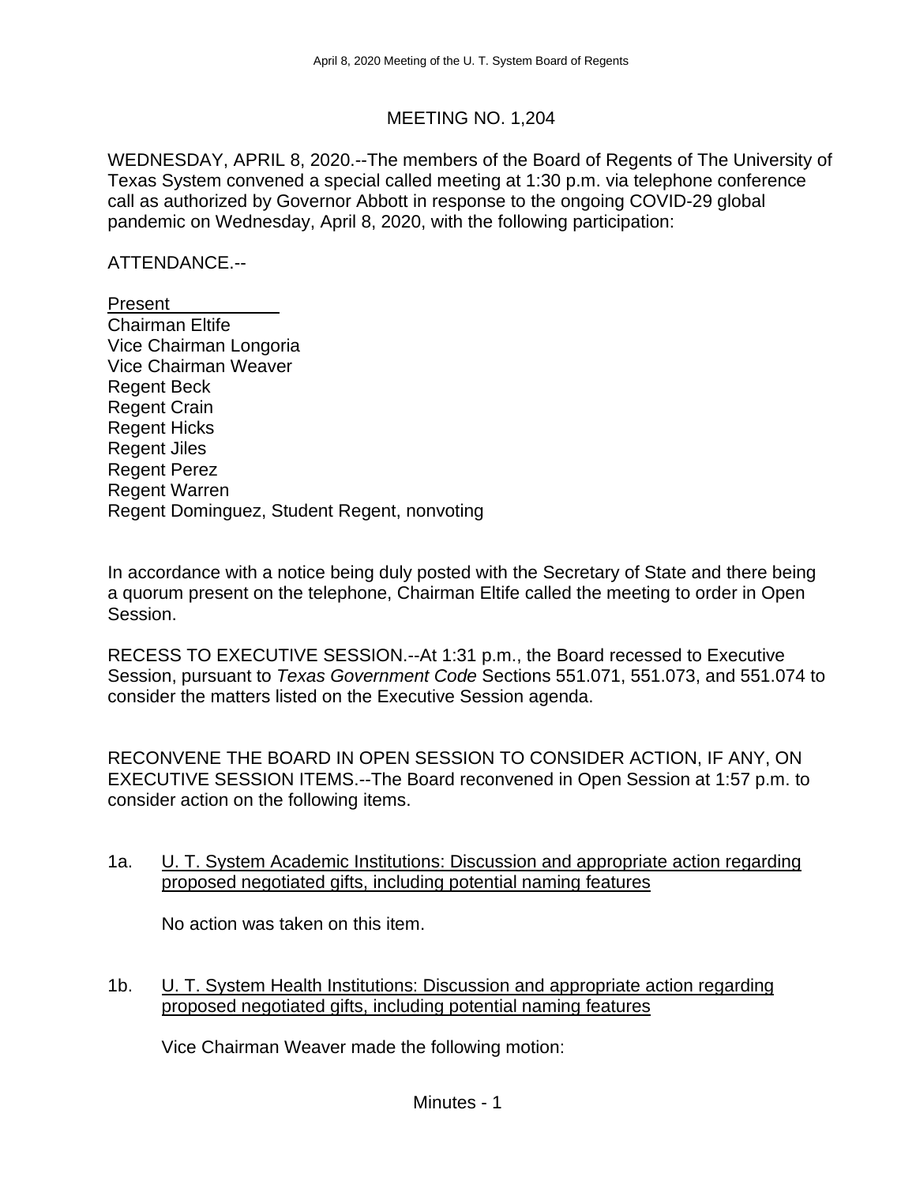# MEETING NO. 1,204

WEDNESDAY, APRIL 8, 2020.--The members of the Board of Regents of The University of Texas System convened a special called meeting at 1:30 p.m. via telephone conference call as authorized by Governor Abbott in response to the ongoing COVID-29 global pandemic on Wednesday, April 8, 2020, with the following participation:

ATTENDANCE.--

Present
Chairman Eltife
Vice Chairman Longoria
Vice Chairman Weaver
Regent Beck
Regent Crain
Regent Hicks
Regent Jiles
Regent Perez
Regent Warren
Regent Dominguez, Student Regent, nonvoting

In accordance with a notice being duly posted with the Secretary of State and there being a quorum present on the telephone, Chairman Eltife called the meeting to order in Open Session.

RECESS TO EXECUTIVE SESSION.--At 1:31 p.m., the Board recessed to Executive Session, pursuant to *Texas Government Code* Sections 551.071, 551.073, and 551.074 to consider the matters listed on the Executive Session agenda.

RECONVENE THE BOARD IN OPEN SESSION TO CONSIDER ACTION, IF ANY, ON EXECUTIVE SESSION ITEMS.--The Board reconvened in Open Session at 1:57 p.m. to consider action on the following items.

1a. U. T. System Academic Institutions: Discussion and appropriate action regarding proposed negotiated gifts, including potential naming features

No action was taken on this item.

1b. U. T. System Health Institutions: Discussion and appropriate action regarding proposed negotiated gifts, including potential naming features

Vice Chairman Weaver made the following motion: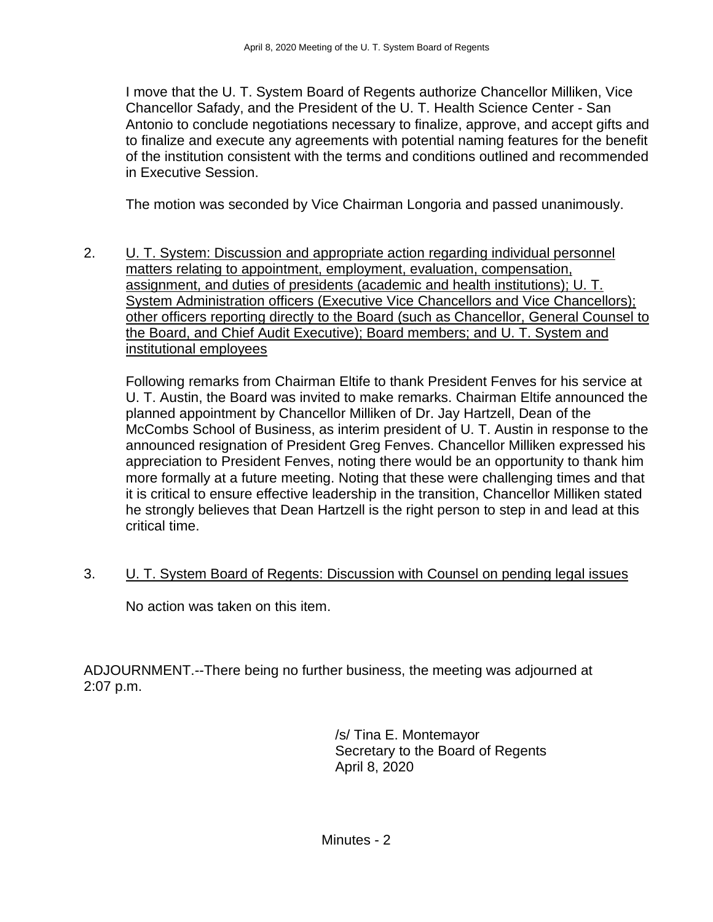I move that the U. T. System Board of Regents authorize Chancellor Milliken, Vice Chancellor Safady, and the President of the U. T. Health Science Center - San Antonio to conclude negotiations necessary to finalize, approve, and accept gifts and to finalize and execute any agreements with potential naming features for the benefit of the institution consistent with the terms and conditions outlined and recommended in Executive Session.

The motion was seconded by Vice Chairman Longoria and passed unanimously.

2. <u>U. T. System: Discussion and appropriate action regarding individual personnel matters relating to appointment, employment, evaluation, compensation, assignment, and duties of presidents (academic and health institutions); U. T. System Administration officers (Executive Vice Chancellors and Vice Chancellors); other officers reporting directly to the Board (such as Chancellor, General Counsel to the Board, and Chief Audit Executive); Board members; and U. T. System and institutional employees</u>

   Following remarks from Chairman Eltife to thank President Fenves for his service at U. T. Austin, the Board was invited to make remarks. Chairman Eltife announced the planned appointment by Chancellor Milliken of Dr. Jay Hartzell, Dean of the McCombs School of Business, as interim president of U. T. Austin in response to the announced resignation of President Greg Fenves. Chancellor Milliken expressed his appreciation to President Fenves, noting there would be an opportunity to thank him more formally at a future meeting. Noting that these were challenging times and that it is critical to ensure effective leadership in the transition, Chancellor Milliken stated he strongly believes that Dean Hartzell is the right person to step in and lead at this critical time.

3. <u>U. T. System Board of Regents: Discussion with Counsel on pending legal issues</u>

   No action was taken on this item.

ADJOURNMENT.--There being no further business, the meeting was adjourned at 2:07 p.m.

/s/ Tina E. Montemayor
Secretary to the Board of Regents
April 8, 2020